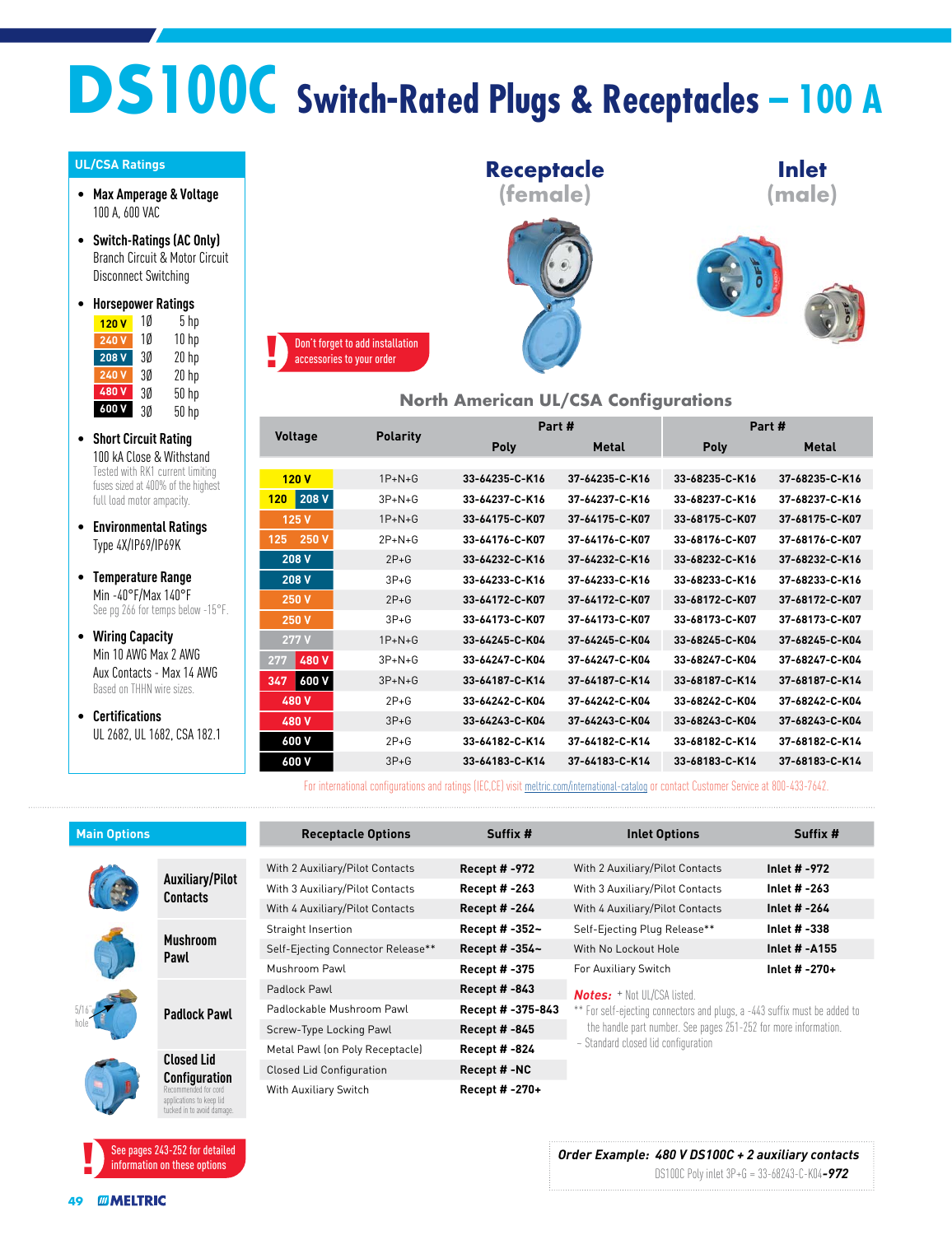# DS100C Switch-Rated Plugs & Receptacles – 100 A

## UL/CSA Ratings

- **Max Amperage & Voltage**
  100 A, 600 VAC
- **Switch-Ratings (AC Only)**
  Branch Circuit & Motor Circuit Disconnect Switching
- **Horsepower Ratings**

| Voltage | Phase | HP |
|---|---|---|
| 120 V | 1Ø | 5 hp |
| 240 V | 1Ø | 10 hp |
| 208 V | 3Ø | 20 hp |
| 240 V | 3Ø | 20 hp |
| 480 V | 3Ø | 50 hp |
| 600 V | 3Ø | 50 hp |

- **Short Circuit Rating**
  100 kA Close & Withstand
  Tested with RK1 current limiting fuses sized at 400% of the highest full load motor ampacity.
- **Environmental Ratings**
  Type 4X/IP69/IP69K
- **Temperature Range**
  Min -40°F/Max 140°F
  See pg 266 for temps below -15°F.
- **Wiring Capacity**
  Min 10 AWG Max 2 AWG
  Aux Contacts - Max 14 AWG
  Based on THHN wire sizes.
- **Certifications**
  UL 2682, UL 1682, CSA 182.1

**Receptacle (female)** **Inlet (male)**

! Don't forget to add installation accessories to your order

## North American UL/CSA Configurations

| Voltage | Polarity | Part # Receptacle Poly | Part # Receptacle Metal | Part # Inlet Poly | Part # Inlet Metal |
|---|---|---|---|---|---|
| 120 V | 1P+N+G | 33-64235-C-K16 | 37-64235-C-K16 | 33-68235-C-K16 | 37-68235-C-K16 |
| 120 208 V | 3P+N+G | 33-64237-C-K16 | 37-64237-C-K16 | 33-68237-C-K16 | 37-68237-C-K16 |
| 125 V | 1P+N+G | 33-64175-C-K07 | 37-64175-C-K07 | 33-68175-C-K07 | 37-68175-C-K07 |
| 125 250 V | 2P+N+G | 33-64176-C-K07 | 37-64176-C-K07 | 33-68176-C-K07 | 37-68176-C-K07 |
| 208 V | 2P+G | 33-64232-C-K16 | 37-64232-C-K16 | 33-68232-C-K16 | 37-68232-C-K16 |
| 208 V | 3P+G | 33-64233-C-K16 | 37-64233-C-K16 | 33-68233-C-K16 | 37-68233-C-K16 |
| 250 V | 2P+G | 33-64172-C-K07 | 37-64172-C-K07 | 33-68172-C-K07 | 37-68172-C-K07 |
| 250 V | 3P+G | 33-64173-C-K07 | 37-64173-C-K07 | 33-68173-C-K07 | 37-68173-C-K07 |
| 277 V | 1P+N+G | 33-64245-C-K04 | 37-64245-C-K04 | 33-68245-C-K04 | 37-68245-C-K04 |
| 277 480 V | 3P+N+G | 33-64247-C-K04 | 37-64247-C-K04 | 33-68247-C-K04 | 37-68247-C-K04 |
| 347 600 V | 3P+N+G | 33-64187-C-K14 | 37-64187-C-K14 | 33-68187-C-K14 | 37-68187-C-K14 |
| 480 V | 2P+G | 33-64242-C-K04 | 37-64242-C-K04 | 33-68242-C-K04 | 37-68242-C-K04 |
| 480 V | 3P+G | 33-64243-C-K04 | 37-64243-C-K04 | 33-68243-C-K04 | 37-68243-C-K04 |
| 600 V | 2P+G | 33-64182-C-K14 | 37-64182-C-K14 | 33-68182-C-K14 | 37-68182-C-K14 |
| 600 V | 3P+G | 33-64183-C-K14 | 37-64183-C-K14 | 33-68183-C-K14 | 37-68183-C-K14 |

For international configurations and ratings (IEC,CE) visit meltric.com/international-catalog or contact Customer Service at 800-433-7642.

## Main Options

- **Auxiliary/Pilot Contacts**
- **Mushroom Pawl**
- **Padlock Pawl** (5/16" hole)
- **Closed Lid Configuration** — Recommended for cord applications to keep lid tucked in to avoid damage.

! See pages 243-252 for detailed information on these options

| Receptacle Options | Suffix # |
|---|---|
| With 2 Auxiliary/Pilot Contacts | Recept # -972 |
| With 3 Auxiliary/Pilot Contacts | Recept # -263 |
| With 4 Auxiliary/Pilot Contacts | Recept # -264 |
| Straight Insertion | Recept # -352~ |
| Self-Ejecting Connector Release** | Recept # -354~ |
| Mushroom Pawl | Recept # -375 |
| Padlock Pawl | Recept # -843 |
| Padlockable Mushroom Pawl | Recept # -375-843 |
| Screw-Type Locking Pawl | Recept # -845 |
| Metal Pawl (on Poly Receptacle) | Recept # -824 |
| Closed Lid Configuration | Recept # -NC |
| With Auxiliary Switch | Recept # -270+ |

| Inlet Options | Suffix # |
|---|---|
| With 2 Auxiliary/Pilot Contacts | Inlet # -972 |
| With 3 Auxiliary/Pilot Contacts | Inlet # -263 |
| With 4 Auxiliary/Pilot Contacts | Inlet # -264 |
| Self-Ejecting Plug Release** | Inlet # -338 |
| With No Lockout Hole | Inlet # -A155 |
| For Auxiliary Switch | Inlet # -270+ |

**Notes:** + Not UL/CSA listed.
** For self-ejecting connectors and plugs, a -443 suffix must be added to the handle part number. See pages 251-252 for more information.
~ Standard closed lid configuration

**Order Example: 480 V DS100C + 2 auxiliary contacts**
DS100C Poly inlet 3P+G = 33-68243-C-K04-**972**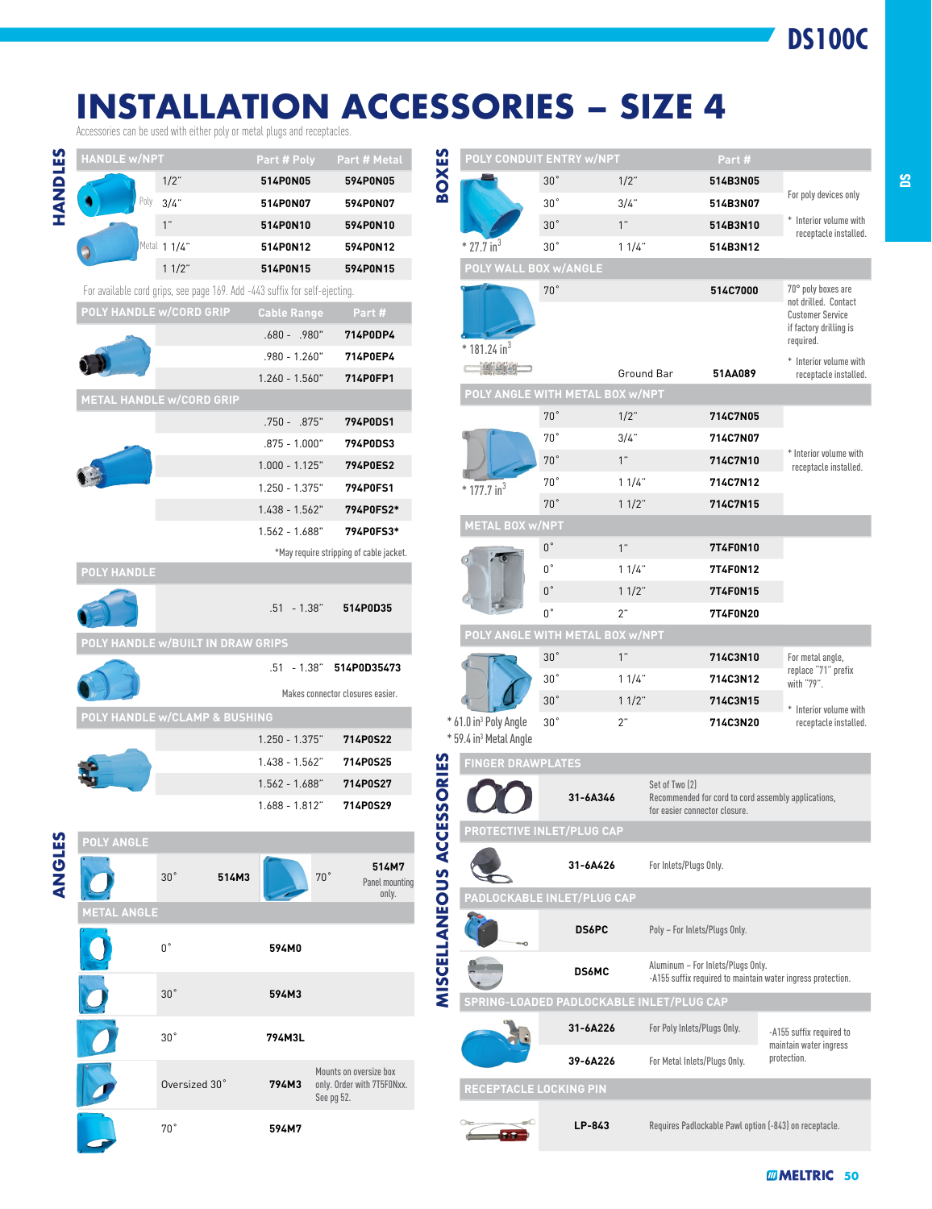# INSTALLATION ACCESSORIES – SIZE 4

Accessories can be used with either poly or metal plugs and receptacles.

## HANDLES

| HANDLE w/NPT | | Part # Poly | Part # Metal |
|---|---|---|---|
| Poly | 1/2" | 514P0N05 | 594P0N05 |
| | 3/4" | 514P0N07 | 594P0N07 |
| | 1" | 514P0N10 | 594P0N10 |
| Metal | 1 1/4" | 514P0N12 | 594P0N12 |
| | 1 1/2" | 514P0N15 | 594P0N15 |

For available cord grips, see page 169. Add -443 suffix for self-ejecting.

| POLY HANDLE w/CORD GRIP | Cable Range | Part # |
|---|---|---|
| | .680 - .980" | 714P0DP4 |
| | .980 - 1.260" | 714P0EP4 |
| | 1.260 - 1.560" | 714P0FP1 |

| METAL HANDLE w/CORD GRIP | Cable Range | Part # |
|---|---|---|
| | .750 - .875" | 794P0DS1 |
| | .875 - 1.000" | 794P0DS3 |
| | 1.000 - 1.125" | 794P0ES2 |
| | 1.250 - 1.375" | 794P0FS1 |
| | 1.438 - 1.562" | 794P0FS2* |
| | 1.562 - 1.688" | 794P0FS3* |

*May require stripping of cable jacket.

| POLY HANDLE | | |
|---|---|---|
| | .51 - 1.38" | 514P0D35 |

| POLY HANDLE w/BUILT IN DRAW GRIPS | | |
|---|---|---|
| | .51 - 1.38" | 514P0D35473 |

Makes connector closures easier.

| POLY HANDLE w/CLAMP & BUSHING | | |
|---|---|---|
| | 1.250 - 1.375" | 714P0S22 |
| | 1.438 - 1.562" | 714P0S25 |
| | 1.562 - 1.688" | 714P0S27 |
| | 1.688 - 1.812" | 714P0S29 |

## ANGLES

| POLY ANGLE | | | | |
|---|---|---|---|---|
| 30° | 514M3 | 70° | 514M7 | Panel mounting only. |

| METAL ANGLE | | |
|---|---|---|
| 0° | 594M0 | |
| 30° | 594M3 | |
| 30° | 794M3L | |
| Oversized 30° | 794M3 | Mounts on oversize box only. Order with 7T5F0Nxx. See pg 52. |
| 70° | 594M7 | |

## BOXES

| POLY CONDUIT ENTRY w/NPT | | Part # | |
|---|---|---|---|
| 30° | 1/2" | 514B3N05 | For poly devices only |
| 30° | 3/4" | 514B3N07 | |
| 30° | 1" | 514B3N10 | * Interior volume with receptacle installed. |
| 30° | 1 1/4" | 514B3N12 | |

* 27.7 $in^3$

| POLY WALL BOX w/ANGLE | | | |
|---|---|---|---|
| 70° | | 514C7000 | 70° poly boxes are not drilled. Contact Customer Service if factory drilling is required. |
| | Ground Bar | 51AA089 | * Interior volume with receptacle installed. |

* 181.24 $in^3$

| POLY ANGLE WITH METAL BOX w/NPT | | | |
|---|---|---|---|
| 70° | 1/2" | 714C7N05 | |
| 70° | 3/4" | 714C7N07 | |
| 70° | 1" | 714C7N10 | * Interior volume with receptacle installed. |
| 70° | 1 1/4" | 714C7N12 | |
| 70° | 1 1/2" | 714C7N15 | |

* 177.7 $in^3$

| METAL BOX w/NPT | | |
|---|---|---|
| 0° | 1" | 7T4F0N10 |
| 0° | 1 1/4" | 7T4F0N12 |
| 0° | 1 1/2" | 7T4F0N15 |
| 0° | 2" | 7T4F0N20 |

| POLY ANGLE WITH METAL BOX w/NPT | | | |
|---|---|---|---|
| 30° | 1" | 714C3N10 | For metal angle, replace "71" prefix with "79". |
| 30° | 1 1/4" | 714C3N12 | |
| 30° | 1 1/2" | 714C3N15 | * Interior volume with receptacle installed. |
| 30° | 2" | 714C3N20 | |

* 61.0 $in^3$ Poly Angle
* 59.4 $in^3$ Metal Angle

## MISCELLANEOUS ACCESSORIES

| FINGER DRAWPLATES | |
|---|---|
| 31-6A346 | Set of Two (2) Recommended for cord to cord assembly applications, for easier connector closure. |

| PROTECTIVE INLET/PLUG CAP | |
|---|---|
| 31-6A426 | For Inlets/Plugs Only. |

| PADLOCKABLE INLET/PLUG CAP | |
|---|---|
| DS6PC | Poly – For Inlets/Plugs Only. |
| DS6MC | Aluminum – For Inlets/Plugs Only. -A155 suffix required to maintain water ingress protection. |

| SPRING-LOADED PADLOCKABLE INLET/PLUG CAP | | |
|---|---|---|
| 31-6A226 | For Poly Inlets/Plugs Only. | -A155 suffix required to maintain water ingress protection. |
| 39-6A226 | For Metal Inlets/Plugs Only. | |

| RECEPTACLE LOCKING PIN | |
|---|---|
| LP-843 | Requires Padlockable Pawl option (-843) on receptacle. |